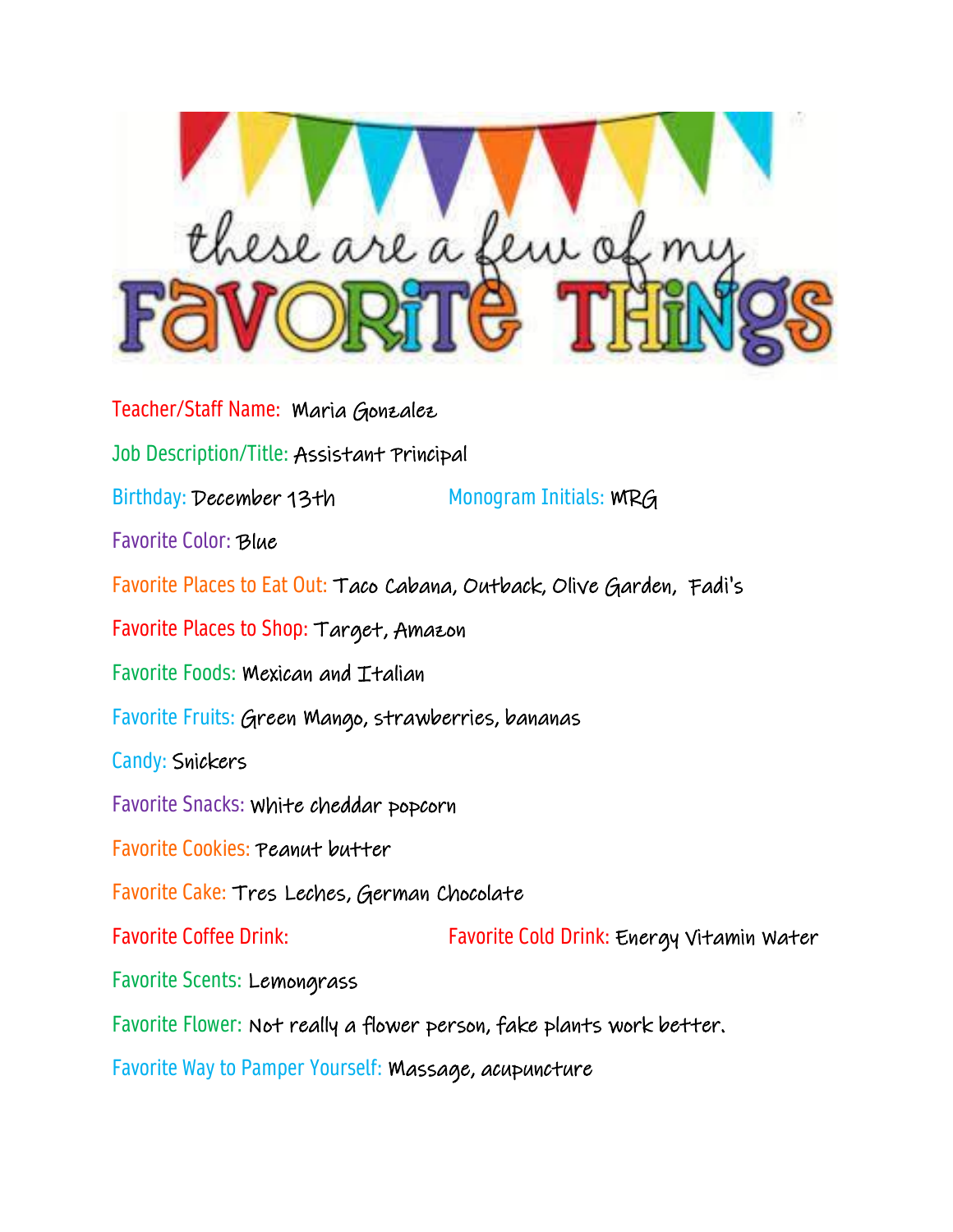# these are a few of my FAVORITE THINGS

Teacher/Staff Name: Maria Gonzalez

Job Description/Title: Assistant Principal

Birthday: December 13th

Monogram Initials: MRG

Favorite Color: Blue

Favorite Places to Eat Out: Taco Cabana, Outback, Olive Garden, Fadi's

Favorite Places to Shop: Target, Amazon

Favorite Foods: Mexican and Italian

Favorite Fruits: Green Mango, strawberries, bananas

Candy: Snickers

Favorite Snacks: white cheddar popcorn

Favorite Cookies: Peanut butter

Favorite Cake: Tres Leches, German Chocolate

Favorite Coffee Drink:

Favorite Cold Drink: Energy Vitamin Water

Favorite Scents: Lemongrass

Favorite Flower: Not really a flower person, fake plants work better.

Favorite Way to Pamper Yourself: Massage, acupuncture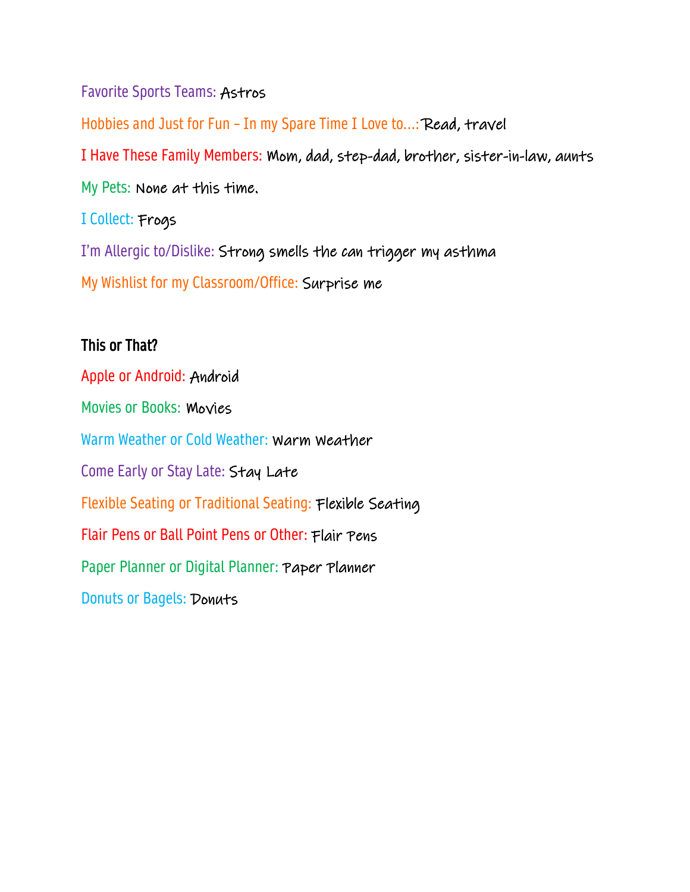Favorite Sports Teams: Astros

Hobbies and Just for Fun – In my Spare Time I Love to…: Read, travel

I Have These Family Members: Mom, dad, step-dad, brother, sister-in-law, aunts

My Pets: None at this time.

I Collect: Frogs

I'm Allergic to/Dislike: Strong smells the can trigger my asthma

My Wishlist for my Classroom/Office: Surprise me

## This or That?

Apple or Android: Android

Movies or Books: Movies

Warm Weather or Cold Weather: Warm Weather

Come Early or Stay Late: Stay Late

Flexible Seating or Traditional Seating: Flexible Seating

Flair Pens or Ball Point Pens or Other: Flair Pens

Paper Planner or Digital Planner: Paper Planner

Donuts or Bagels: Donuts